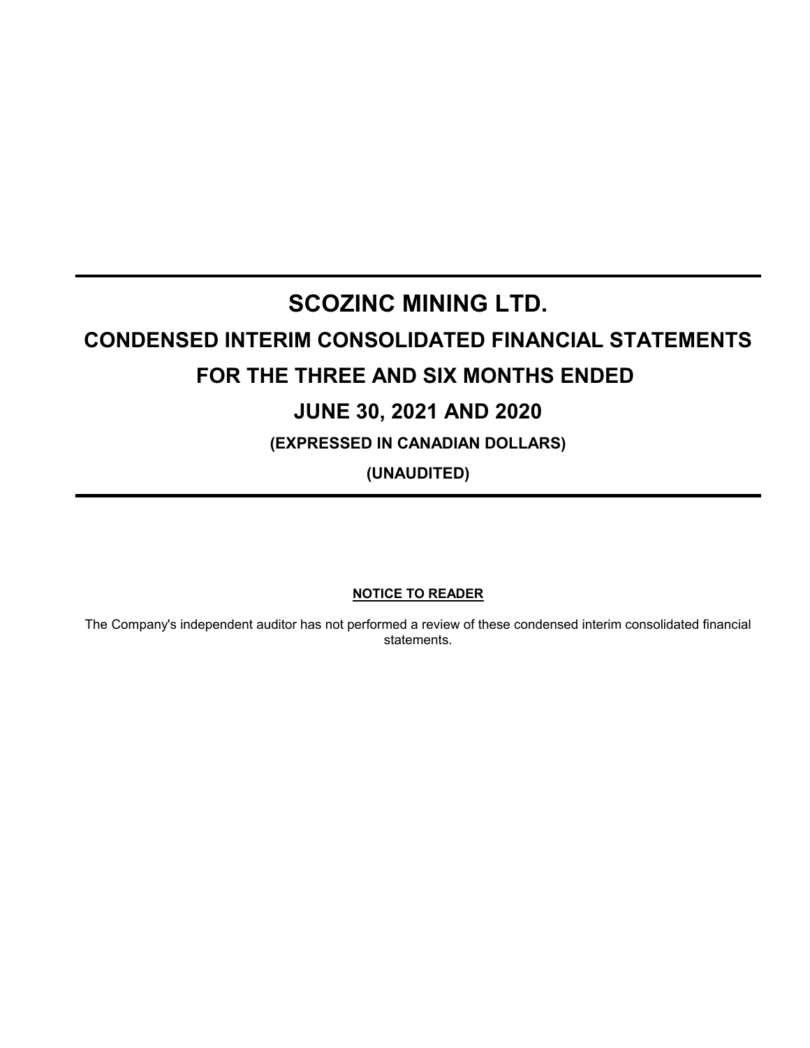# SCOZINC MINING LTD.

## CONDENSED INTERIM CONSOLIDATED FINANCIAL STATEMENTS

## FOR THE THREE AND SIX MONTHS ENDED

## JUNE 30, 2021 AND 2020

**(EXPRESSED IN CANADIAN DOLLARS)**

**(UNAUDITED)**

**NOTICE TO READER**

The Company's independent auditor has not performed a review of these condensed interim consolidated financial statements.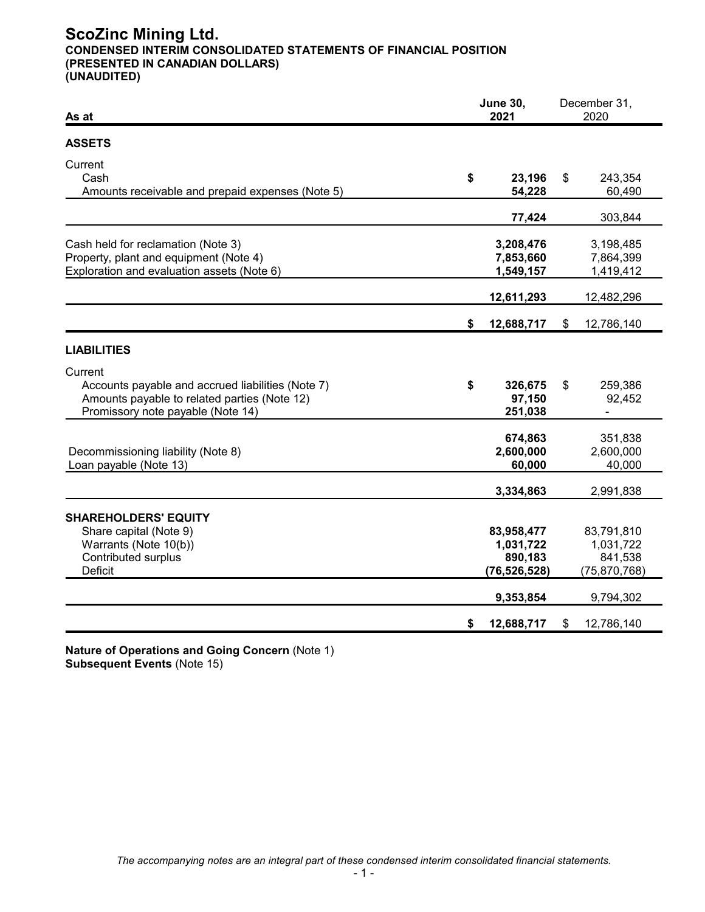# ScoZinc Mining Ltd.

**CONDENSED INTERIM CONSOLIDATED STATEMENTS OF FINANCIAL POSITION**
**(PRESENTED IN CANADIAN DOLLARS)**
**(UNAUDITED)**

| As at | June 30, 2021 | December 31, 2020 |
|---|---|---|
| **ASSETS** | | |
| Current | | |
| Cash | $ 23,196 | $ 243,354 |
| Amounts receivable and prepaid expenses (Note 5) | 54,228 | 60,490 |
| | 77,424 | 303,844 |
| Cash held for reclamation (Note 3) | 3,208,476 | 3,198,485 |
| Property, plant and equipment (Note 4) | 7,853,660 | 7,864,399 |
| Exploration and evaluation assets (Note 6) | 1,549,157 | 1,419,412 |
| | 12,611,293 | 12,482,296 |
| | $ 12,688,717 | $ 12,786,140 |
| **LIABILITIES** | | |
| Current | | |
| Accounts payable and accrued liabilities (Note 7) | $ 326,675 | $ 259,386 |
| Amounts payable to related parties (Note 12) | 97,150 | 92,452 |
| Promissory note payable (Note 14) | 251,038 | - |
| | 674,863 | 351,838 |
| Decommissioning liability (Note 8) | 2,600,000 | 2,600,000 |
| Loan payable (Note 13) | 60,000 | 40,000 |
| | 3,334,863 | 2,991,838 |
| **SHAREHOLDERS' EQUITY** | | |
| Share capital (Note 9) | 83,958,477 | 83,791,810 |
| Warrants (Note 10(b)) | 1,031,722 | 1,031,722 |
| Contributed surplus | 890,183 | 841,538 |
| Deficit | (76,526,528) | (75,870,768) |
| | 9,353,854 | 9,794,302 |
| | $ 12,688,717 | $ 12,786,140 |

**Nature of Operations and Going Concern** (Note 1)
**Subsequent Events** (Note 15)

*The accompanying notes are an integral part of these condensed interim consolidated financial statements.*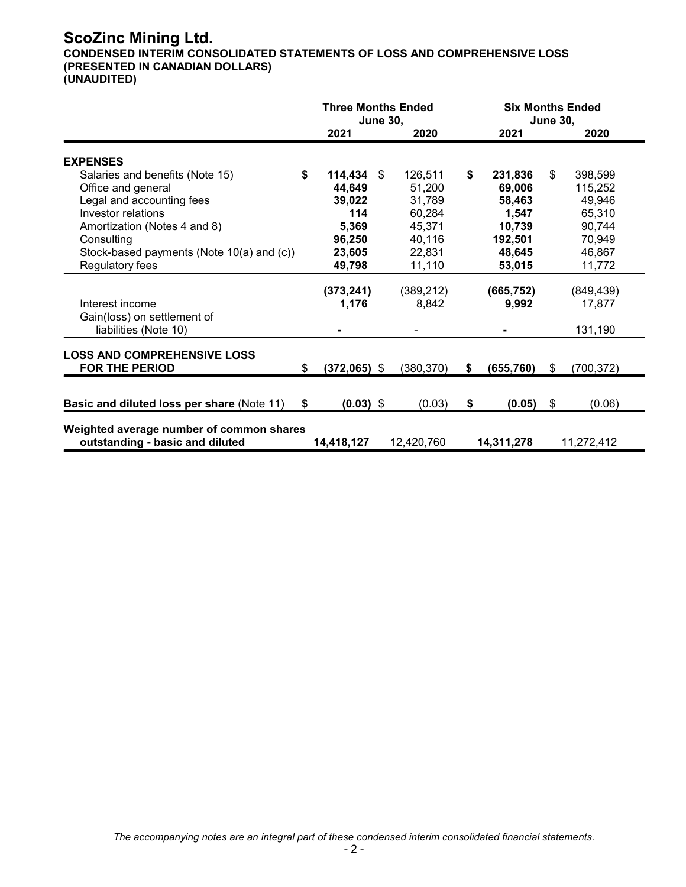# ScoZinc Mining Ltd.

**CONDENSED INTERIM CONSOLIDATED STATEMENTS OF LOSS AND COMPREHENSIVE LOSS**
**(PRESENTED IN CANADIAN DOLLARS)**
**(UNAUDITED)**

| | Three Months Ended June 30, | | Six Months Ended June 30, | |
|---|---|---|---|---|
| | 2021 | 2020 | 2021 | 2020 |
| **EXPENSES** | | | | |
| Salaries and benefits (Note 15) | **$ 114,434** | $ 126,511 | **$ 231,836** | $ 398,599 |
| Office and general | **44,649** | 51,200 | **69,006** | 115,252 |
| Legal and accounting fees | **39,022** | 31,789 | **58,463** | 49,946 |
| Investor relations | **114** | 60,284 | **1,547** | 65,310 |
| Amortization (Notes 4 and 8) | **5,369** | 45,371 | **10,739** | 90,744 |
| Consulting | **96,250** | 40,116 | **192,501** | 70,949 |
| Stock-based payments (Note 10(a) and (c)) | **23,605** | 22,831 | **48,645** | 46,867 |
| Regulatory fees | **49,798** | 11,110 | **53,015** | 11,772 |
| | **(373,241)** | (389,212) | **(665,752)** | (849,439) |
| Interest income | **1,176** | 8,842 | **9,992** | 17,877 |
| Gain(loss) on settlement of liabilities (Note 10) | **-** | - | **-** | 131,190 |
| **LOSS AND COMPREHENSIVE LOSS FOR THE PERIOD** | **$ (372,065)** | $ (380,370) | **$ (655,760)** | $ (700,372) |
| **Basic and diluted loss per share** (Note 11) | **$ (0.03)** | $ (0.03) | **$ (0.05)** | $ (0.06) |
| **Weighted average number of common shares outstanding - basic and diluted** | **14,418,127** | 12,420,760 | **14,311,278** | 11,272,412 |

*The accompanying notes are an integral part of these condensed interim consolidated financial statements.*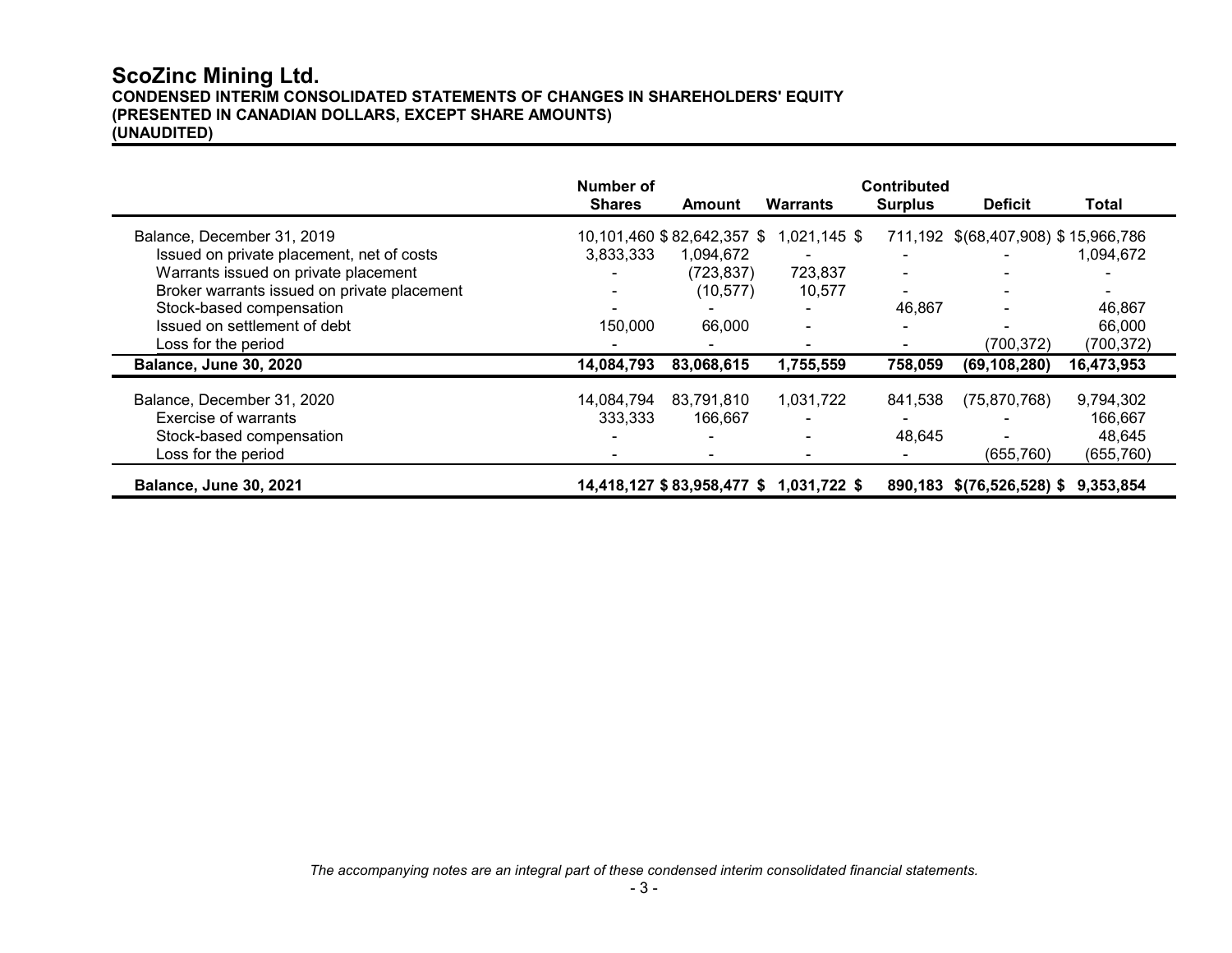# ScoZinc Mining Ltd.

**CONDENSED INTERIM CONSOLIDATED STATEMENTS OF CHANGES IN SHAREHOLDERS' EQUITY**
**(PRESENTED IN CANADIAN DOLLARS, EXCEPT SHARE AMOUNTS)**
**(UNAUDITED)**

| | Number of Shares | Amount | Warrants | Contributed Surplus | Deficit | Total |
|---|---|---|---|---|---|---|
| Balance, December 31, 2019 | 10,101,460 | $ 82,642,357 | $ 1,021,145 | $ 711,192 | $(68,407,908) | $ 15,966,786 |
| Issued on private placement, net of costs | 3,833,333 | 1,094,672 | - | - | - | 1,094,672 |
| Warrants issued on private placement | - | (723,837) | 723,837 | - | - | - |
| Broker warrants issued on private placement | - | (10,577) | 10,577 | - | - | - |
| Stock-based compensation | - | - | - | 46,867 | - | 46,867 |
| Issued on settlement of debt | 150,000 | 66,000 | - | - | - | 66,000 |
| Loss for the period | - | - | - | - | (700,372) | (700,372) |
| **Balance, June 30, 2020** | **14,084,793** | **83,068,615** | **1,755,559** | **758,059** | **(69,108,280)** | **16,473,953** |
| Balance, December 31, 2020 | 14,084,794 | 83,791,810 | 1,031,722 | 841,538 | (75,870,768) | 9,794,302 |
| Exercise of warrants | 333,333 | 166,667 | - | - | - | 166,667 |
| Stock-based compensation | - | - | - | 48,645 | - | 48,645 |
| Loss for the period | - | - | - | - | (655,760) | (655,760) |
| **Balance, June 30, 2021** | **14,418,127** | **$ 83,958,477** | **$ 1,031,722** | **$ 890,183** | **$(76,526,528)** | **$ 9,353,854** |

*The accompanying notes are an integral part of these condensed interim consolidated financial statements.*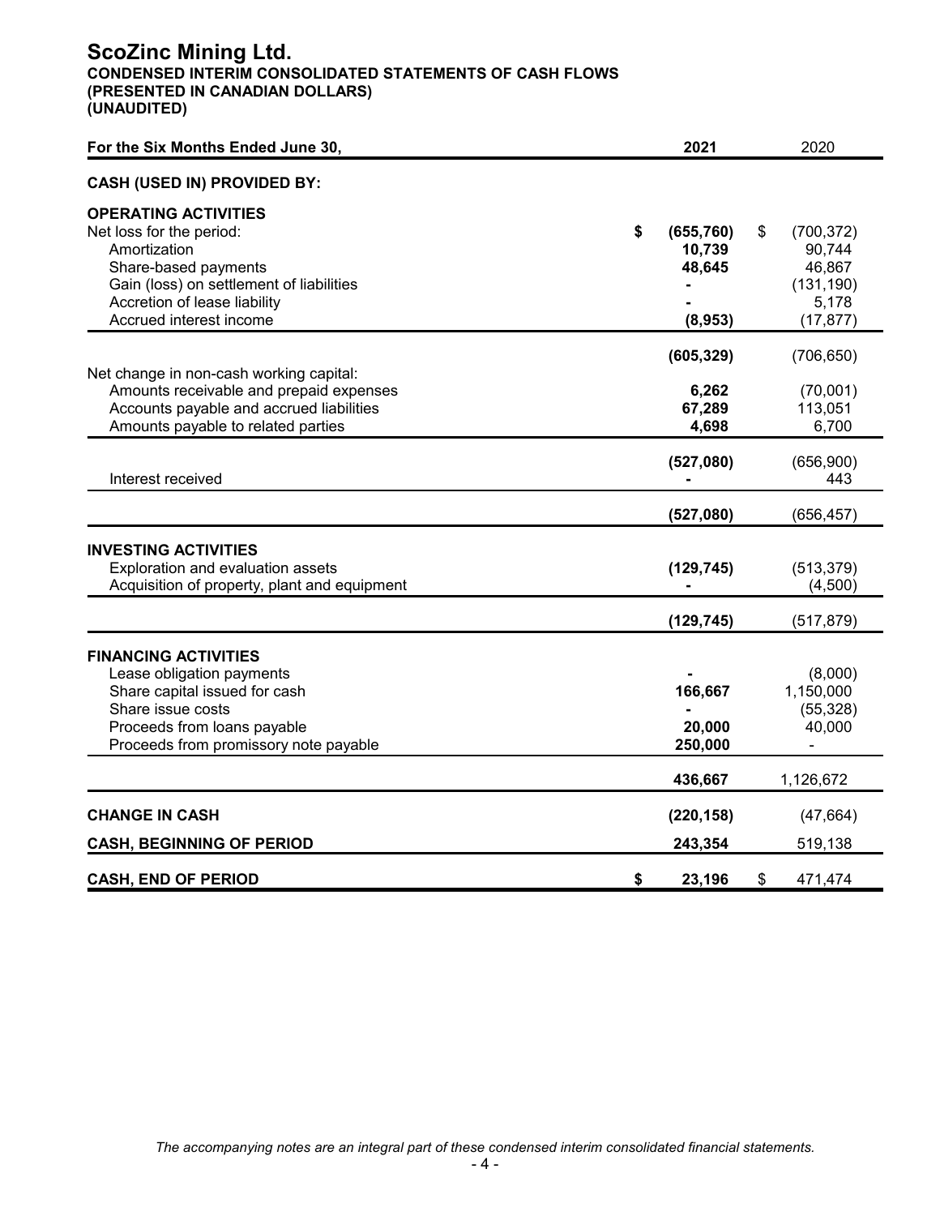# ScoZinc Mining Ltd.

**CONDENSED INTERIM CONSOLIDATED STATEMENTS OF CASH FLOWS**
**(PRESENTED IN CANADIAN DOLLARS)**
**(UNAUDITED)**

| For the Six Months Ended June 30, | 2021 | 2020 |
|---|---|---|
| **CASH (USED IN) PROVIDED BY:** | | |
| **OPERATING ACTIVITIES** | | |
| Net loss for the period: | **$ (655,760)** | $ (700,372) |
| Amortization | **10,739** | 90,744 |
| Share-based payments | **48,645** | 46,867 |
| Gain (loss) on settlement of liabilities | **-** | (131,190) |
| Accretion of lease liability | **-** | 5,178 |
| Accrued interest income | **(8,953)** | (17,877) |
| | **(605,329)** | (706,650) |
| Net change in non-cash working capital: | | |
| Amounts receivable and prepaid expenses | **6,262** | (70,001) |
| Accounts payable and accrued liabilities | **67,289** | 113,051 |
| Amounts payable to related parties | **4,698** | 6,700 |
| | **(527,080)** | (656,900) |
| Interest received | **-** | 443 |
| | **(527,080)** | (656,457) |
| **INVESTING ACTIVITIES** | | |
| Exploration and evaluation assets | **(129,745)** | (513,379) |
| Acquisition of property, plant and equipment | **-** | (4,500) |
| | **(129,745)** | (517,879) |
| **FINANCING ACTIVITIES** | | |
| Lease obligation payments | **-** | (8,000) |
| Share capital issued for cash | **166,667** | 1,150,000 |
| Share issue costs | **-** | (55,328) |
| Proceeds from loans payable | **20,000** | 40,000 |
| Proceeds from promissory note payable | **250,000** | - |
| | **436,667** | 1,126,672 |
| **CHANGE IN CASH** | **(220,158)** | (47,664) |
| **CASH, BEGINNING OF PERIOD** | **243,354** | 519,138 |
| **CASH, END OF PERIOD** | **$ 23,196** | $ 471,474 |

*The accompanying notes are an integral part of these condensed interim consolidated financial statements.*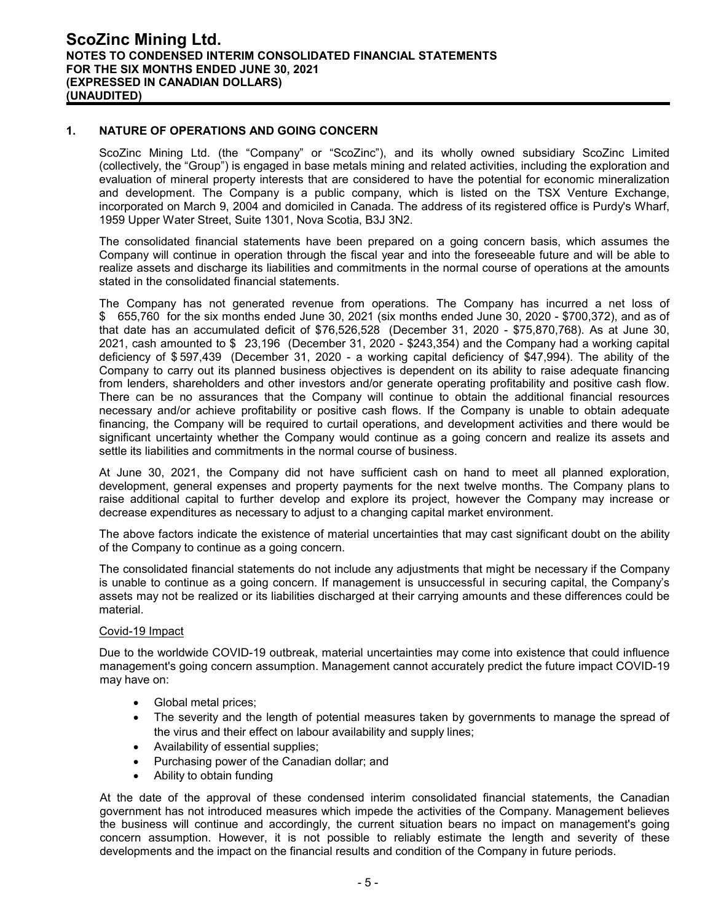## 1. NATURE OF OPERATIONS AND GOING CONCERN

ScoZinc Mining Ltd. (the "Company" or "ScoZinc"), and its wholly owned subsidiary ScoZinc Limited (collectively, the "Group") is engaged in base metals mining and related activities, including the exploration and evaluation of mineral property interests that are considered to have the potential for economic mineralization and development. The Company is a public company, which is listed on the TSX Venture Exchange, incorporated on March 9, 2004 and domiciled in Canada. The address of its registered office is Purdy's Wharf, 1959 Upper Water Street, Suite 1301, Nova Scotia, B3J 3N2.

The consolidated financial statements have been prepared on a going concern basis, which assumes the Company will continue in operation through the fiscal year and into the foreseeable future and will be able to realize assets and discharge its liabilities and commitments in the normal course of operations at the amounts stated in the consolidated financial statements.

The Company has not generated revenue from operations. The Company has incurred a net loss of $ 655,760 for the six months ended June 30, 2021 (six months ended June 30, 2020 - $700,372), and as of that date has an accumulated deficit of $76,526,528 (December 31, 2020 - $75,870,768). As at June 30, 2021, cash amounted to $ 23,196 (December 31, 2020 - $243,354) and the Company had a working capital deficiency of $ 597,439 (December 31, 2020 - a working capital deficiency of $47,994). The ability of the Company to carry out its planned business objectives is dependent on its ability to raise adequate financing from lenders, shareholders and other investors and/or generate operating profitability and positive cash flow. There can be no assurances that the Company will continue to obtain the additional financial resources necessary and/or achieve profitability or positive cash flows. If the Company is unable to obtain adequate financing, the Company will be required to curtail operations, and development activities and there would be significant uncertainty whether the Company would continue as a going concern and realize its assets and settle its liabilities and commitments in the normal course of business.

At June 30, 2021, the Company did not have sufficient cash on hand to meet all planned exploration, development, general expenses and property payments for the next twelve months. The Company plans to raise additional capital to further develop and explore its project, however the Company may increase or decrease expenditures as necessary to adjust to a changing capital market environment.

The above factors indicate the existence of material uncertainties that may cast significant doubt on the ability of the Company to continue as a going concern.

The consolidated financial statements do not include any adjustments that might be necessary if the Company is unable to continue as a going concern. If management is unsuccessful in securing capital, the Company's assets may not be realized or its liabilities discharged at their carrying amounts and these differences could be material.

### Covid-19 Impact

Due to the worldwide COVID-19 outbreak, material uncertainties may come into existence that could influence management's going concern assumption. Management cannot accurately predict the future impact COVID-19 may have on:

- Global metal prices;
- The severity and the length of potential measures taken by governments to manage the spread of the virus and their effect on labour availability and supply lines;
- Availability of essential supplies;
- Purchasing power of the Canadian dollar; and
- Ability to obtain funding

At the date of the approval of these condensed interim consolidated financial statements, the Canadian government has not introduced measures which impede the activities of the Company. Management believes the business will continue and accordingly, the current situation bears no impact on management's going concern assumption. However, it is not possible to reliably estimate the length and severity of these developments and the impact on the financial results and condition of the Company in future periods.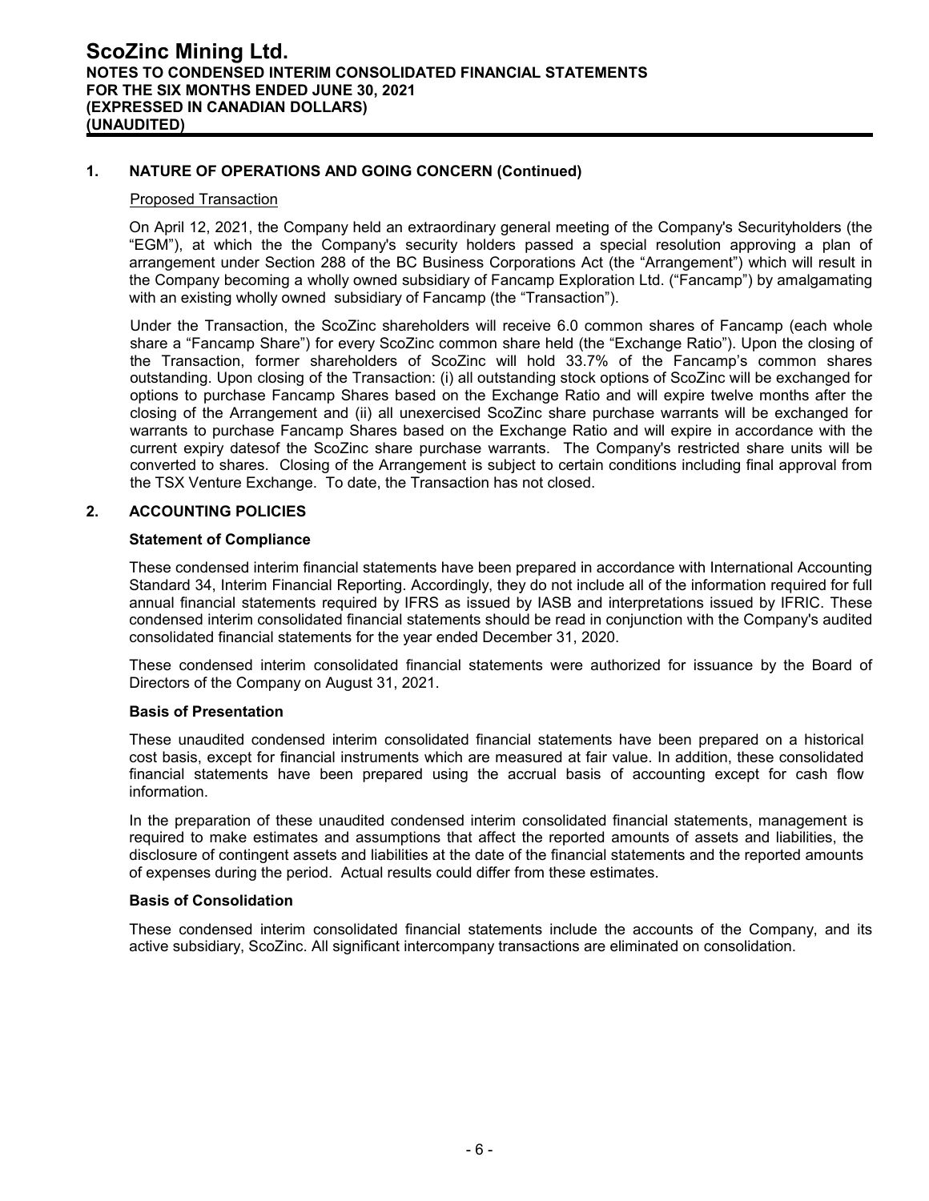## 1. NATURE OF OPERATIONS AND GOING CONCERN (Continued)

Proposed Transaction

On April 12, 2021, the Company held an extraordinary general meeting of the Company's Securityholders (the "EGM"), at which the the Company's security holders passed a special resolution approving a plan of arrangement under Section 288 of the BC Business Corporations Act (the "Arrangement") which will result in the Company becoming a wholly owned subsidiary of Fancamp Exploration Ltd. ("Fancamp") by amalgamating with an existing wholly owned subsidiary of Fancamp (the "Transaction").

Under the Transaction, the ScoZinc shareholders will receive 6.0 common shares of Fancamp (each whole share a "Fancamp Share") for every ScoZinc common share held (the "Exchange Ratio"). Upon the closing of the Transaction, former shareholders of ScoZinc will hold 33.7% of the Fancamp's common shares outstanding. Upon closing of the Transaction: (i) all outstanding stock options of ScoZinc will be exchanged for options to purchase Fancamp Shares based on the Exchange Ratio and will expire twelve months after the closing of the Arrangement and (ii) all unexercised ScoZinc share purchase warrants will be exchanged for warrants to purchase Fancamp Shares based on the Exchange Ratio and will expire in accordance with the current expiry datesof the ScoZinc share purchase warrants. The Company's restricted share units will be converted to shares. Closing of the Arrangement is subject to certain conditions including final approval from the TSX Venture Exchange. To date, the Transaction has not closed.

## 2. ACCOUNTING POLICIES

### Statement of Compliance

These condensed interim financial statements have been prepared in accordance with International Accounting Standard 34, Interim Financial Reporting. Accordingly, they do not include all of the information required for full annual financial statements required by IFRS as issued by IASB and interpretations issued by IFRIC. These condensed interim consolidated financial statements should be read in conjunction with the Company's audited consolidated financial statements for the year ended December 31, 2020.

These condensed interim consolidated financial statements were authorized for issuance by the Board of Directors of the Company on August 31, 2021.

### Basis of Presentation

These unaudited condensed interim consolidated financial statements have been prepared on a historical cost basis, except for financial instruments which are measured at fair value. In addition, these consolidated financial statements have been prepared using the accrual basis of accounting except for cash flow information.

In the preparation of these unaudited condensed interim consolidated financial statements, management is required to make estimates and assumptions that affect the reported amounts of assets and liabilities, the disclosure of contingent assets and liabilities at the date of the financial statements and the reported amounts of expenses during the period. Actual results could differ from these estimates.

### Basis of Consolidation

These condensed interim consolidated financial statements include the accounts of the Company, and its active subsidiary, ScoZinc. All significant intercompany transactions are eliminated on consolidation.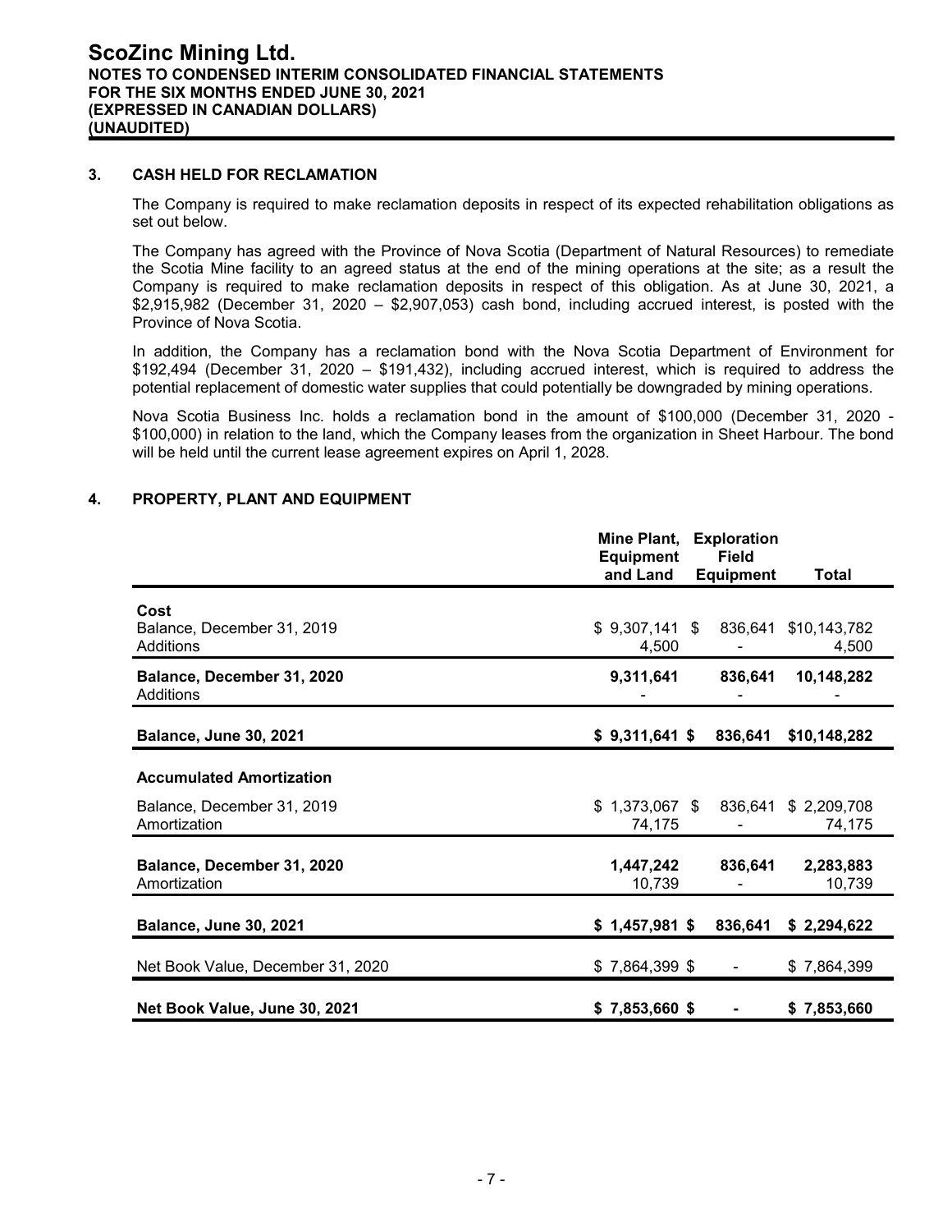## 3. CASH HELD FOR RECLAMATION

The Company is required to make reclamation deposits in respect of its expected rehabilitation obligations as set out below.

The Company has agreed with the Province of Nova Scotia (Department of Natural Resources) to remediate the Scotia Mine facility to an agreed status at the end of the mining operations at the site; as a result the Company is required to make reclamation deposits in respect of this obligation. As at June 30, 2021, a $2,915,982 (December 31, 2020 – $2,907,053) cash bond, including accrued interest, is posted with the Province of Nova Scotia.

In addition, the Company has a reclamation bond with the Nova Scotia Department of Environment for $192,494 (December 31, 2020 – $191,432), including accrued interest, which is required to address the potential replacement of domestic water supplies that could potentially be downgraded by mining operations.

Nova Scotia Business Inc. holds a reclamation bond in the amount of $100,000 (December 31, 2020 - $100,000) in relation to the land, which the Company leases from the organization in Sheet Harbour. The bond will be held until the current lease agreement expires on April 1, 2028.

## 4. PROPERTY, PLANT AND EQUIPMENT

| | Mine Plant, Equipment and Land | Exploration Field Equipment | Total |
|---|---|---|---|
| **Cost** | | | |
| Balance, December 31, 2019 | $ 9,307,141 | $ 836,641 | $10,143,782 |
| Additions | 4,500 | - | 4,500 |
| **Balance, December 31, 2020** | **9,311,641** | **836,641** | **10,148,282** |
| Additions | - | - | - |
| **Balance, June 30, 2021** | **$ 9,311,641** | **$ 836,641** | **$10,148,282** |
| **Accumulated Amortization** | | | |
| Balance, December 31, 2019 | $ 1,373,067 | $ 836,641 | $ 2,209,708 |
| Amortization | 74,175 | - | 74,175 |
| **Balance, December 31, 2020** | **1,447,242** | **836,641** | **2,283,883** |
| Amortization | 10,739 | - | 10,739 |
| **Balance, June 30, 2021** | **$ 1,457,981** | **$ 836,641** | **$ 2,294,622** |
| Net Book Value, December 31, 2020 | $ 7,864,399 | $ - | $ 7,864,399 |
| **Net Book Value, June 30, 2021** | **$ 7,853,660** | **$ -** | **$ 7,853,660** |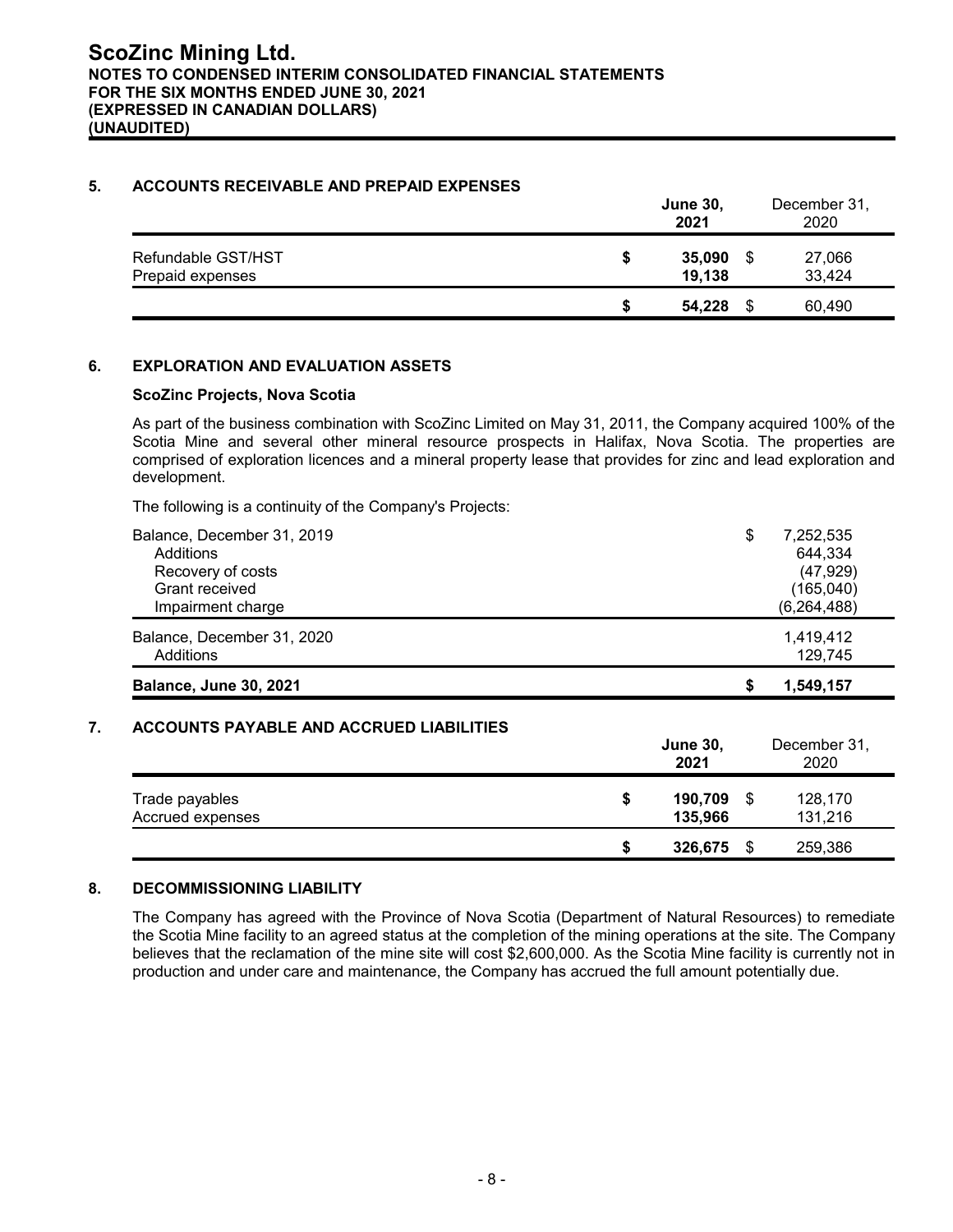## 5. ACCOUNTS RECEIVABLE AND PREPAID EXPENSES

| | June 30, 2021 | December 31, 2020 |
|---|---|---|
| Refundable GST/HST | $ 35,090 | $ 27,066 |
| Prepaid expenses | 19,138 | 33,424 |
| | $ 54,228 | $ 60,490 |

## 6. EXPLORATION AND EVALUATION ASSETS

### ScoZinc Projects, Nova Scotia

As part of the business combination with ScoZinc Limited on May 31, 2011, the Company acquired 100% of the Scotia Mine and several other mineral resource prospects in Halifax, Nova Scotia. The properties are comprised of exploration licences and a mineral property lease that provides for zinc and lead exploration and development.

The following is a continuity of the Company's Projects:

| | |
|---|---|
| Balance, December 31, 2019 | $ 7,252,535 |
| Additions | 644,334 |
| Recovery of costs | (47,929) |
| Grant received | (165,040) |
| Impairment charge | (6,264,488) |
| Balance, December 31, 2020 | 1,419,412 |
| Additions | 129,745 |
| **Balance, June 30, 2021** | **$ 1,549,157** |

## 7. ACCOUNTS PAYABLE AND ACCRUED LIABILITIES

| | June 30, 2021 | December 31, 2020 |
|---|---|---|
| Trade payables | $ 190,709 | $ 128,170 |
| Accrued expenses | 135,966 | 131,216 |
| | $ 326,675 | $ 259,386 |

## 8. DECOMMISSIONING LIABILITY

The Company has agreed with the Province of Nova Scotia (Department of Natural Resources) to remediate the Scotia Mine facility to an agreed status at the completion of the mining operations at the site. The Company believes that the reclamation of the mine site will cost $2,600,000. As the Scotia Mine facility is currently not in production and under care and maintenance, the Company has accrued the full amount potentially due.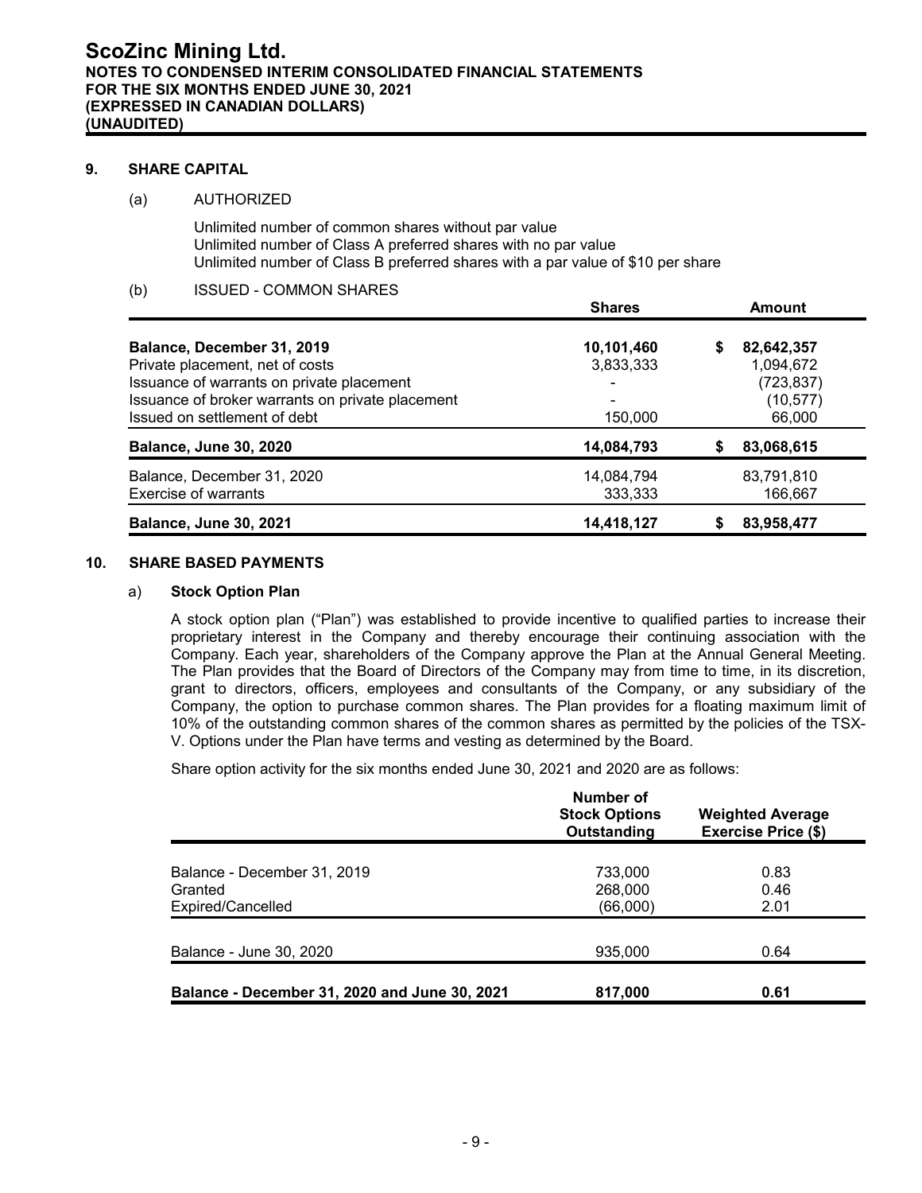# ScoZinc Mining Ltd.
**NOTES TO CONDENSED INTERIM CONSOLIDATED FINANCIAL STATEMENTS**
**FOR THE SIX MONTHS ENDED JUNE 30, 2021**
**(EXPRESSED IN CANADIAN DOLLARS)**
**(UNAUDITED)**

## 9. SHARE CAPITAL

(a) AUTHORIZED

Unlimited number of common shares without par value
Unlimited number of Class A preferred shares with no par value
Unlimited number of Class B preferred shares with a par value of $10 per share

(b) ISSUED - COMMON SHARES

| | Shares | Amount |
|---|---|---|
| **Balance, December 31, 2019** | **10,101,460** | **$ 82,642,357** |
| Private placement, net of costs | 3,833,333 | 1,094,672 |
| Issuance of warrants on private placement | - | (723,837) |
| Issuance of broker warrants on private placement | - | (10,577) |
| Issued on settlement of debt | 150,000 | 66,000 |
| **Balance, June 30, 2020** | **14,084,793** | **$ 83,068,615** |
| Balance, December 31, 2020 | 14,084,794 | 83,791,810 |
| Exercise of warrants | 333,333 | 166,667 |
| **Balance, June 30, 2021** | **14,418,127** | **$ 83,958,477** |

## 10. SHARE BASED PAYMENTS

### a) Stock Option Plan

A stock option plan ("Plan") was established to provide incentive to qualified parties to increase their proprietary interest in the Company and thereby encourage their continuing association with the Company. Each year, shareholders of the Company approve the Plan at the Annual General Meeting. The Plan provides that the Board of Directors of the Company may from time to time, in its discretion, grant to directors, officers, employees and consultants of the Company, or any subsidiary of the Company, the option to purchase common shares. The Plan provides for a floating maximum limit of 10% of the outstanding common shares of the common shares as permitted by the policies of the TSX-V. Options under the Plan have terms and vesting as determined by the Board.

Share option activity for the six months ended June 30, 2021 and 2020 are as follows:

| | Number of Stock Options Outstanding | Weighted Average Exercise Price ($) |
|---|---|---|
| Balance - December 31, 2019 | 733,000 | 0.83 |
| Granted | 268,000 | 0.46 |
| Expired/Cancelled | (66,000) | 2.01 |
| Balance - June 30, 2020 | 935,000 | 0.64 |
| **Balance - December 31, 2020 and June 30, 2021** | **817,000** | **0.61** |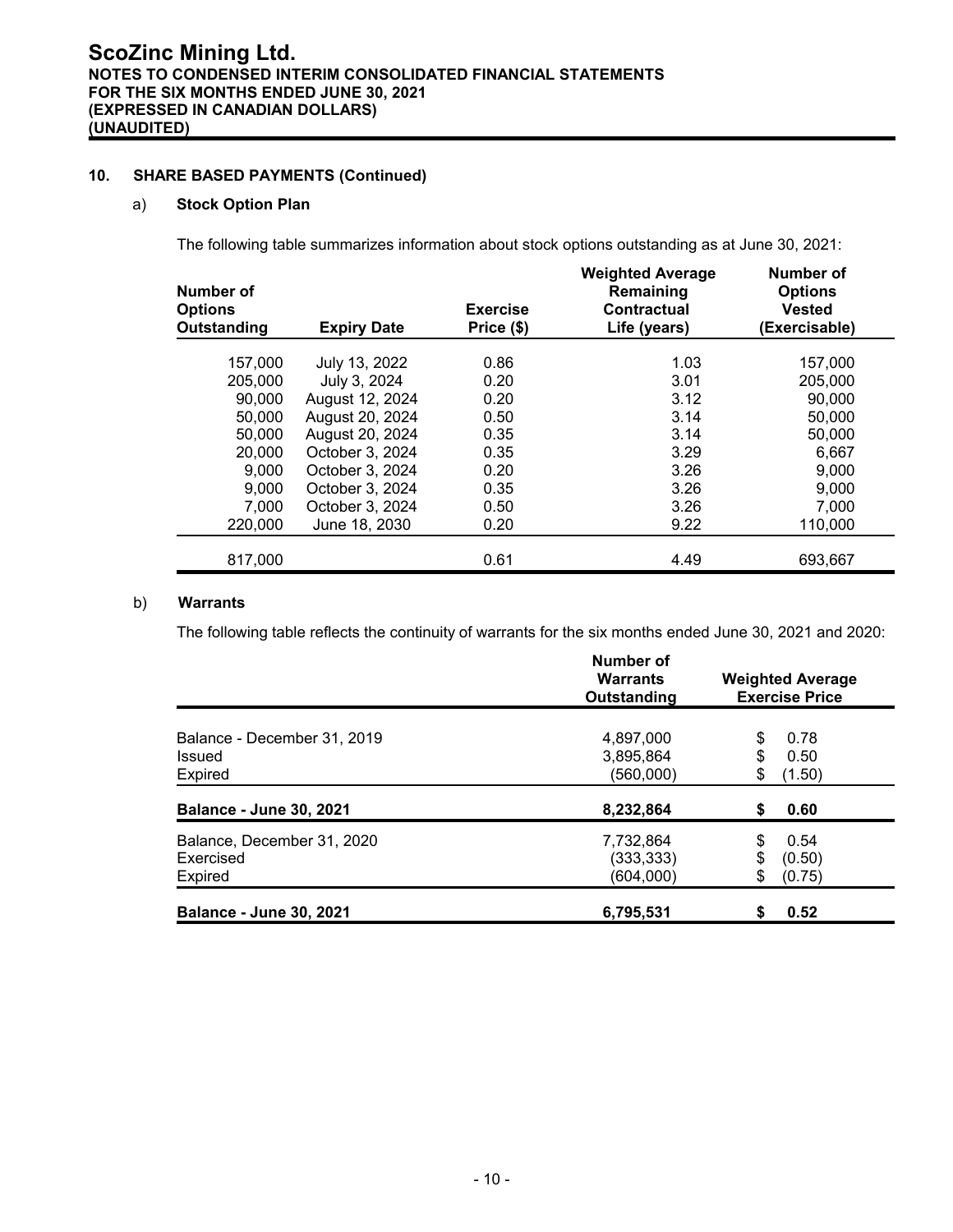## 10. SHARE BASED PAYMENTS (Continued)

### a) Stock Option Plan

The following table summarizes information about stock options outstanding as at June 30, 2021:

| Number of Options Outstanding | Expiry Date | Exercise Price ($) | Weighted Average Remaining Contractual Life (years) | Number of Options Vested (Exercisable) |
|---|---|---|---|---|
| 157,000 | July 13, 2022 | 0.86 | 1.03 | 157,000 |
| 205,000 | July 3, 2024 | 0.20 | 3.01 | 205,000 |
| 90,000 | August 12, 2024 | 0.20 | 3.12 | 90,000 |
| 50,000 | August 20, 2024 | 0.50 | 3.14 | 50,000 |
| 50,000 | August 20, 2024 | 0.35 | 3.14 | 50,000 |
| 20,000 | October 3, 2024 | 0.35 | 3.29 | 6,667 |
| 9,000 | October 3, 2024 | 0.20 | 3.26 | 9,000 |
| 9,000 | October 3, 2024 | 0.35 | 3.26 | 9,000 |
| 7,000 | October 3, 2024 | 0.50 | 3.26 | 7,000 |
| 220,000 | June 18, 2030 | 0.20 | 9.22 | 110,000 |
| 817,000 | | 0.61 | 4.49 | 693,667 |

### b) Warrants

The following table reflects the continuity of warrants for the six months ended June 30, 2021 and 2020:

| | Number of Warrants Outstanding | Weighted Average Exercise Price |
|---|---|---|
| Balance - December 31, 2019 | 4,897,000 | $ 0.78 |
| Issued | 3,895,864 | $ 0.50 |
| Expired | (560,000) | $ (1.50) |
| **Balance - June 30, 2021** | **8,232,864** | **$ 0.60** |
| Balance, December 31, 2020 | 7,732,864 | $ 0.54 |
| Exercised | (333,333) | $ (0.50) |
| Expired | (604,000) | $ (0.75) |
| **Balance - June 30, 2021** | **6,795,531** | **$ 0.52** |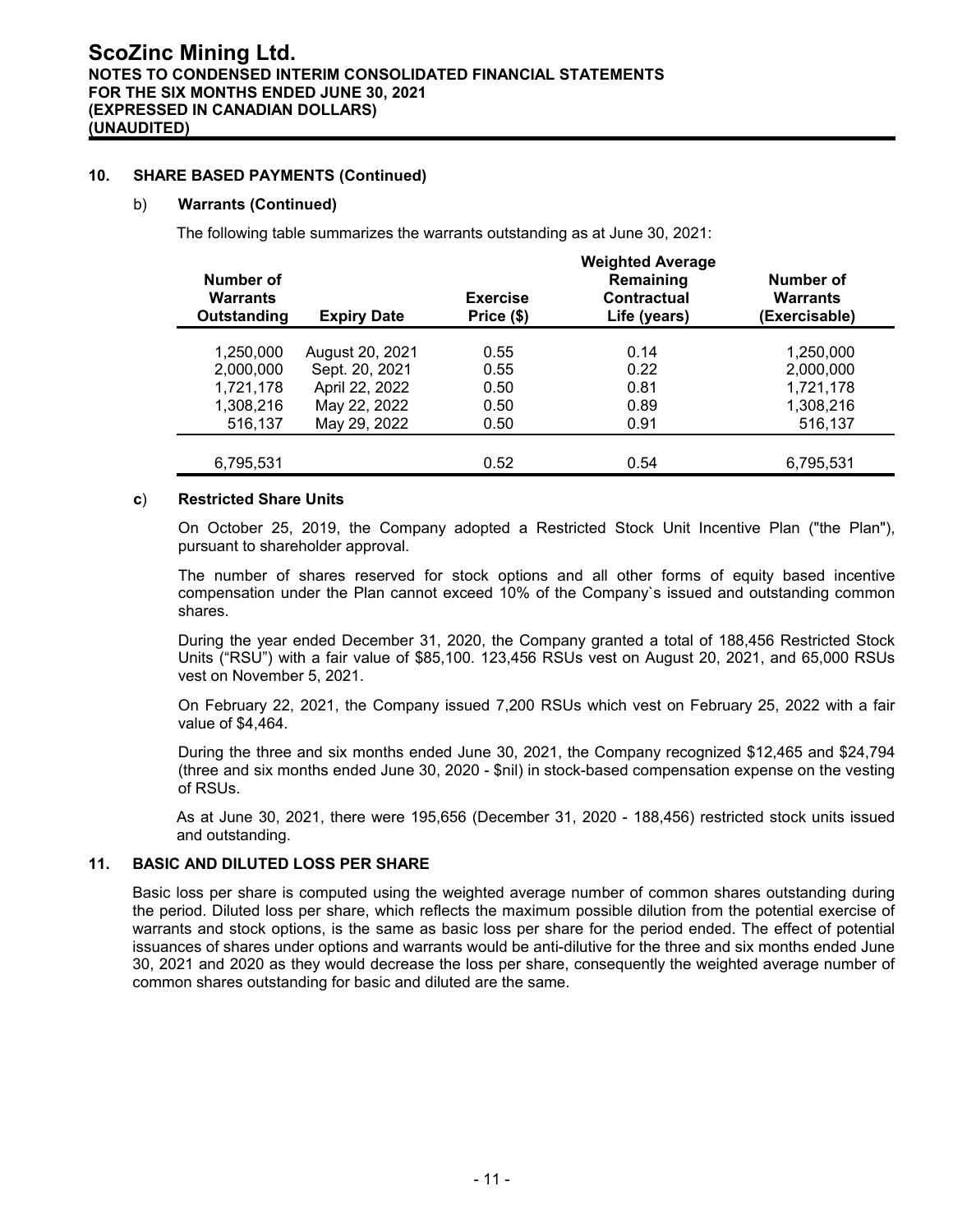## 10. SHARE BASED PAYMENTS (Continued)

### b) Warrants (Continued)

The following table summarizes the warrants outstanding as at June 30, 2021:

| Number of Warrants Outstanding | Expiry Date | Exercise Price ($) | Weighted Average Remaining Contractual Life (years) | Number of Warrants (Exercisable) |
|---|---|---|---|---|
| 1,250,000 | August 20, 2021 | 0.55 | 0.14 | 1,250,000 |
| 2,000,000 | Sept. 20, 2021 | 0.55 | 0.22 | 2,000,000 |
| 1,721,178 | April 22, 2022 | 0.50 | 0.81 | 1,721,178 |
| 1,308,216 | May 22, 2022 | 0.50 | 0.89 | 1,308,216 |
| 516,137 | May 29, 2022 | 0.50 | 0.91 | 516,137 |
| 6,795,531 | | 0.52 | 0.54 | 6,795,531 |

### c) Restricted Share Units

On October 25, 2019, the Company adopted a Restricted Stock Unit Incentive Plan ("the Plan"), pursuant to shareholder approval.

The number of shares reserved for stock options and all other forms of equity based incentive compensation under the Plan cannot exceed 10% of the Company`s issued and outstanding common shares.

During the year ended December 31, 2020, the Company granted a total of 188,456 Restricted Stock Units ("RSU") with a fair value of $85,100. 123,456 RSUs vest on August 20, 2021, and 65,000 RSUs vest on November 5, 2021.

On February 22, 2021, the Company issued 7,200 RSUs which vest on February 25, 2022 with a fair value of $4,464.

During the three and six months ended June 30, 2021, the Company recognized $12,465 and $24,794 (three and six months ended June 30, 2020 - $nil) in stock-based compensation expense on the vesting of RSUs.

As at June 30, 2021, there were 195,656 (December 31, 2020 - 188,456) restricted stock units issued and outstanding.

## 11. BASIC AND DILUTED LOSS PER SHARE

Basic loss per share is computed using the weighted average number of common shares outstanding during the period. Diluted loss per share, which reflects the maximum possible dilution from the potential exercise of warrants and stock options, is the same as basic loss per share for the period ended. The effect of potential issuances of shares under options and warrants would be anti-dilutive for the three and six months ended June 30, 2021 and 2020 as they would decrease the loss per share, consequently the weighted average number of common shares outstanding for basic and diluted are the same.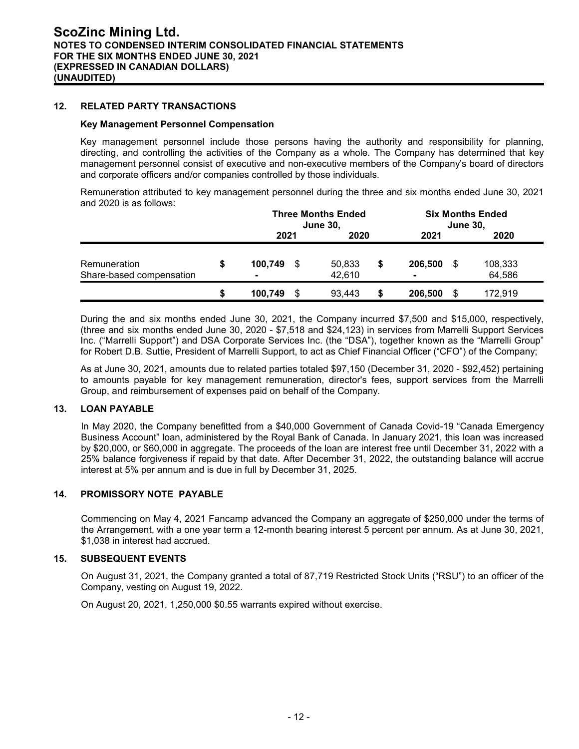## 12. RELATED PARTY TRANSACTIONS

### Key Management Personnel Compensation

Key management personnel include those persons having the authority and responsibility for planning, directing, and controlling the activities of the Company as a whole. The Company has determined that key management personnel consist of executive and non-executive members of the Company's board of directors and corporate officers and/or companies controlled by those individuals.

Remuneration attributed to key management personnel during the three and six months ended June 30, 2021 and 2020 is as follows:

| | Three Months Ended June 30, | | Six Months Ended June 30, | |
|---|---|---|---|---|
| | **2021** | **2020** | **2021** | **2020** |
| Remuneration | **$ 100,749** | $ 50,833 | **$ 206,500** | $ 108,333 |
| Share-based compensation | **-** | 42,610 | **-** | 64,586 |
| | **$ 100,749** | $ 93,443 | **$ 206,500** | $ 172,919 |

During the and six months ended June 30, 2021, the Company incurred $7,500 and $15,000, respectively, (three and six months ended June 30, 2020 - $7,518 and $24,123) in services from Marrelli Support Services Inc. ("Marrelli Support") and DSA Corporate Services Inc. (the "DSA"), together known as the "Marrelli Group" for Robert D.B. Suttie, President of Marrelli Support, to act as Chief Financial Officer ("CFO") of the Company;

As at June 30, 2021, amounts due to related parties totaled $97,150 (December 31, 2020 - $92,452) pertaining to amounts payable for key management remuneration, director's fees, support services from the Marrelli Group, and reimbursement of expenses paid on behalf of the Company.

## 13. LOAN PAYABLE

In May 2020, the Company benefitted from a $40,000 Government of Canada Covid-19 "Canada Emergency Business Account" loan, administered by the Royal Bank of Canada. In January 2021, this loan was increased by $20,000, or $60,000 in aggregate. The proceeds of the loan are interest free until December 31, 2022 with a 25% balance forgiveness if repaid by that date. After December 31, 2022, the outstanding balance will accrue interest at 5% per annum and is due in full by December 31, 2025.

## 14. PROMISSORY NOTE PAYABLE

Commencing on May 4, 2021 Fancamp advanced the Company an aggregate of $250,000 under the terms of the Arrangement, with a one year term a 12-month bearing interest 5 percent per annum. As at June 30, 2021, $1,038 in interest had accrued.

## 15. SUBSEQUENT EVENTS

On August 31, 2021, the Company granted a total of 87,719 Restricted Stock Units ("RSU") to an officer of the Company, vesting on August 19, 2022.

On August 20, 2021, 1,250,000 $0.55 warrants expired without exercise.